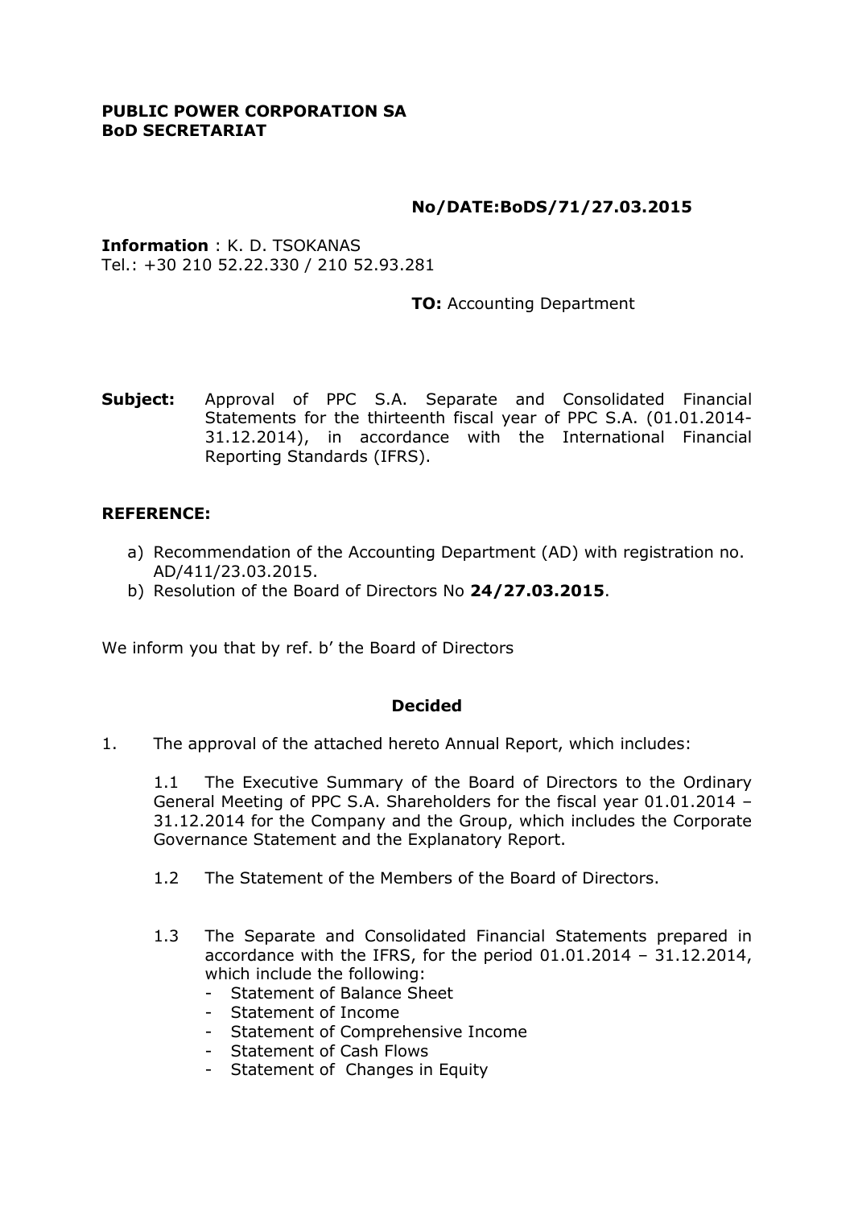**PUBLIC POWER CORPORATION SA**
**BoD SECRETARIAT**

**No/DATE:BoDS/71/27.03.2015**

**Information** : K. D. TSOKANAS
Tel.: +30 210 52.22.330 / 210 52.93.281

**TO:** Accounting Department

**Subject:** Approval of PPC S.A. Separate and Consolidated Financial Statements for the thirteenth fiscal year of PPC S.A. (01.01.2014-31.12.2014), in accordance with the International Financial Reporting Standards (IFRS).

**REFERENCE:**

a) Recommendation of the Accounting Department (AD) with registration no. AD/411/23.03.2015.
b) Resolution of the Board of Directors No **24/27.03.2015**.

We inform you that by ref. b' the Board of Directors

**Decided**

1. The approval of the attached hereto Annual Report, which includes:

   1.1 The Executive Summary of the Board of Directors to the Ordinary General Meeting of PPC S.A. Shareholders for the fiscal year 01.01.2014 – 31.12.2014 for the Company and the Group, which includes the Corporate Governance Statement and the Explanatory Report.

   1.2 The Statement of the Members of the Board of Directors.

   1.3 The Separate and Consolidated Financial Statements prepared in accordance with the IFRS, for the period 01.01.2014 – 31.12.2014, which include the following:
   - Statement of Balance Sheet
   - Statement of Income
   - Statement of Comprehensive Income
   - Statement of Cash Flows
   - Statement of Changes in Equity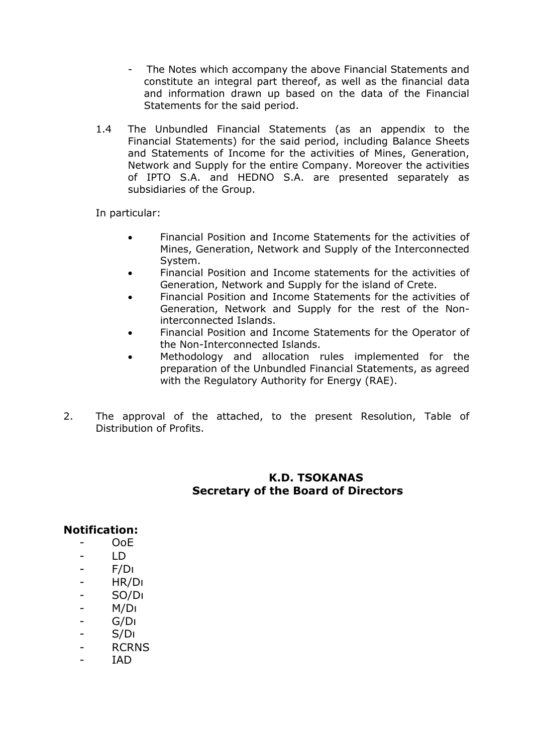- The Notes which accompany the above Financial Statements and constitute an integral part thereof, as well as the financial data and information drawn up based on the data of the Financial Statements for the said period.

1.4 The Unbundled Financial Statements (as an appendix to the Financial Statements) for the said period, including Balance Sheets and Statements of Income for the activities of Mines, Generation, Network and Supply for the entire Company. Moreover the activities of IPTO S.A. and HEDNO S.A. are presented separately as subsidiaries of the Group.

In particular:

- Financial Position and Income Statements for the activities of Mines, Generation, Network and Supply of the Interconnected System.
- Financial Position and Income statements for the activities of Generation, Network and Supply for the island of Crete.
- Financial Position and Income Statements for the activities of Generation, Network and Supply for the rest of the Non-interconnected Islands.
- Financial Position and Income Statements for the Operator of the Non-Interconnected Islands.
- Methodology and allocation rules implemented for the preparation of the Unbundled Financial Statements, as agreed with the Regulatory Authority for Energy (RAE).

2. The approval of the attached, to the present Resolution, Table of Distribution of Profits.

**K.D. TSOKANAS**
**Secretary of the Board of Directors**

**Notification:**

- OoE
- LD
- F/Dι
- HR/Dι
- SO/Dι
- M/Dι
- G/Dι
- S/Dι
- RCRNS
- IAD